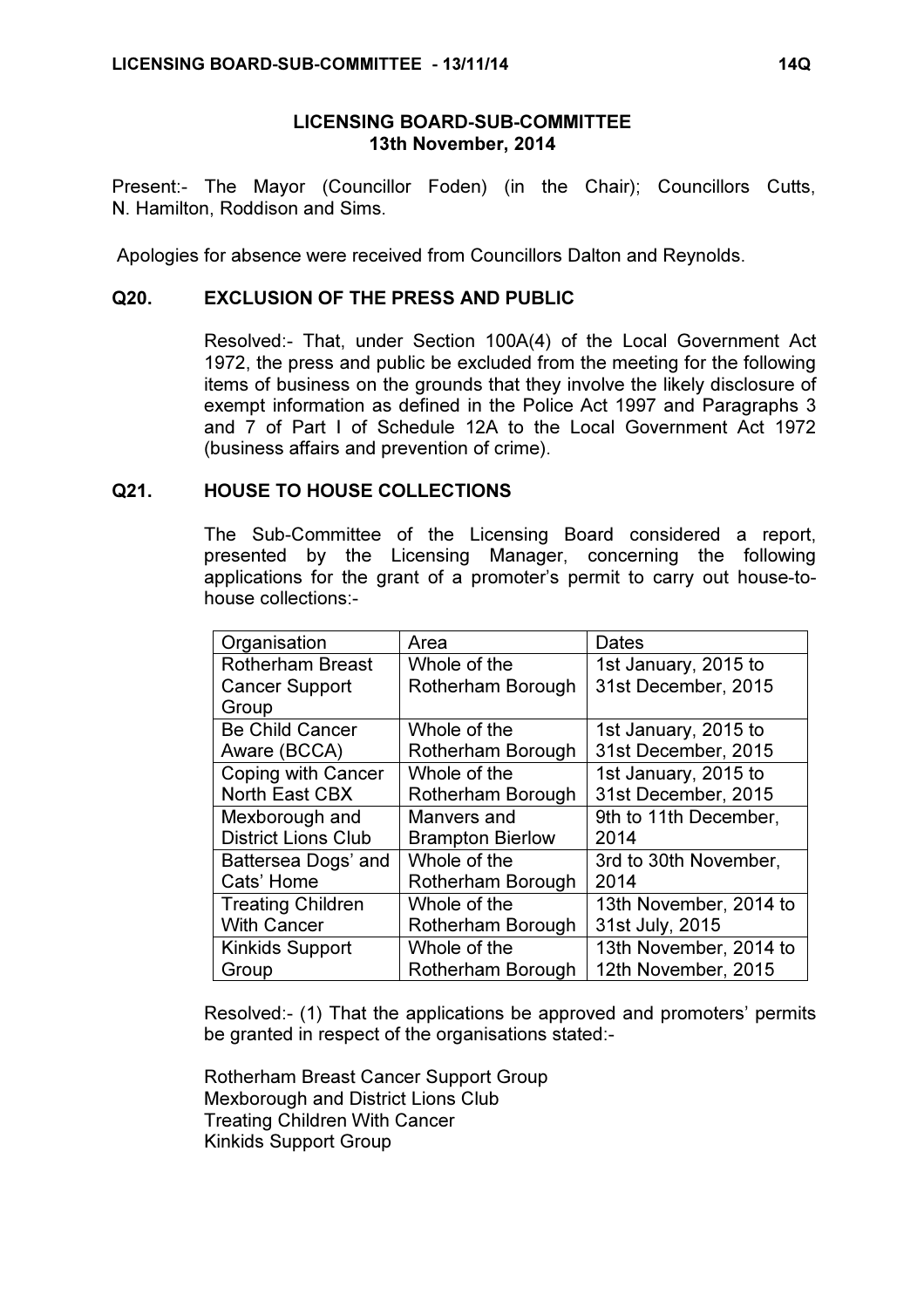# LICENSING BOARD-SUB-COMMITTEE
## 13th November, 2014

Present:- The Mayor (Councillor Foden) (in the Chair); Councillors Cutts, N. Hamilton, Roddison and Sims.

Apologies for absence were received from Councillors Dalton and Reynolds.

### Q20. EXCLUSION OF THE PRESS AND PUBLIC

Resolved:- That, under Section 100A(4) of the Local Government Act 1972, the press and public be excluded from the meeting for the following items of business on the grounds that they involve the likely disclosure of exempt information as defined in the Police Act 1997 and Paragraphs 3 and 7 of Part I of Schedule 12A to the Local Government Act 1972 (business affairs and prevention of crime).

### Q21. HOUSE TO HOUSE COLLECTIONS

The Sub-Committee of the Licensing Board considered a report, presented by the Licensing Manager, concerning the following applications for the grant of a promoter's permit to carry out house-to-house collections:-

| Organisation | Area | Dates |
|---|---|---|
| Rotherham Breast Cancer Support Group | Whole of the Rotherham Borough | 1st January, 2015 to 31st December, 2015 |
| Be Child Cancer Aware (BCCA) | Whole of the Rotherham Borough | 1st January, 2015 to 31st December, 2015 |
| Coping with Cancer North East CBX | Whole of the Rotherham Borough | 1st January, 2015 to 31st December, 2015 |
| Mexborough and District Lions Club | Manvers and Brampton Bierlow | 9th to 11th December, 2014 |
| Battersea Dogs' and Cats' Home | Whole of the Rotherham Borough | 3rd to 30th November, 2014 |
| Treating Children With Cancer | Whole of the Rotherham Borough | 13th November, 2014 to 31st July, 2015 |
| Kinkids Support Group | Whole of the Rotherham Borough | 13th November, 2014 to 12th November, 2015 |

Resolved:- (1) That the applications be approved and promoters' permits be granted in respect of the organisations stated:-

Rotherham Breast Cancer Support Group
Mexborough and District Lions Club
Treating Children With Cancer
Kinkids Support Group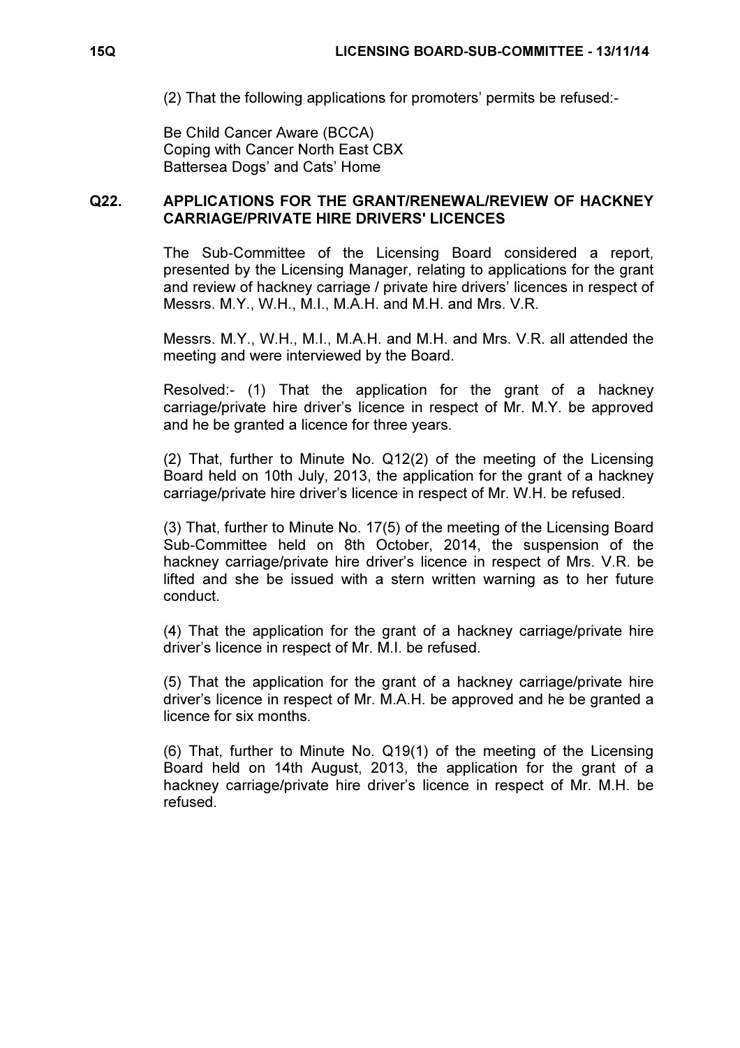(2) That the following applications for promoters' permits be refused:-

Be Child Cancer Aware (BCCA)
Coping with Cancer North East CBX
Battersea Dogs' and Cats' Home

## Q22. APPLICATIONS FOR THE GRANT/RENEWAL/REVIEW OF HACKNEY CARRIAGE/PRIVATE HIRE DRIVERS' LICENCES

The Sub-Committee of the Licensing Board considered a report, presented by the Licensing Manager, relating to applications for the grant and review of hackney carriage / private hire drivers' licences in respect of Messrs. M.Y., W.H., M.I., M.A.H. and M.H. and Mrs. V.R.

Messrs. M.Y., W.H., M.I., M.A.H. and M.H. and Mrs. V.R. all attended the meeting and were interviewed by the Board.

Resolved:- (1) That the application for the grant of a hackney carriage/private hire driver's licence in respect of Mr. M.Y. be approved and he be granted a licence for three years.

(2) That, further to Minute No. Q12(2) of the meeting of the Licensing Board held on 10th July, 2013, the application for the grant of a hackney carriage/private hire driver's licence in respect of Mr. W.H. be refused.

(3) That, further to Minute No. 17(5) of the meeting of the Licensing Board Sub-Committee held on 8th October, 2014, the suspension of the hackney carriage/private hire driver's licence in respect of Mrs. V.R. be lifted and she be issued with a stern written warning as to her future conduct.

(4) That the application for the grant of a hackney carriage/private hire driver's licence in respect of Mr. M.I. be refused.

(5) That the application for the grant of a hackney carriage/private hire driver's licence in respect of Mr. M.A.H. be approved and he be granted a licence for six months.

(6) That, further to Minute No. Q19(1) of the meeting of the Licensing Board held on 14th August, 2013, the application for the grant of a hackney carriage/private hire driver's licence in respect of Mr. M.H. be refused.